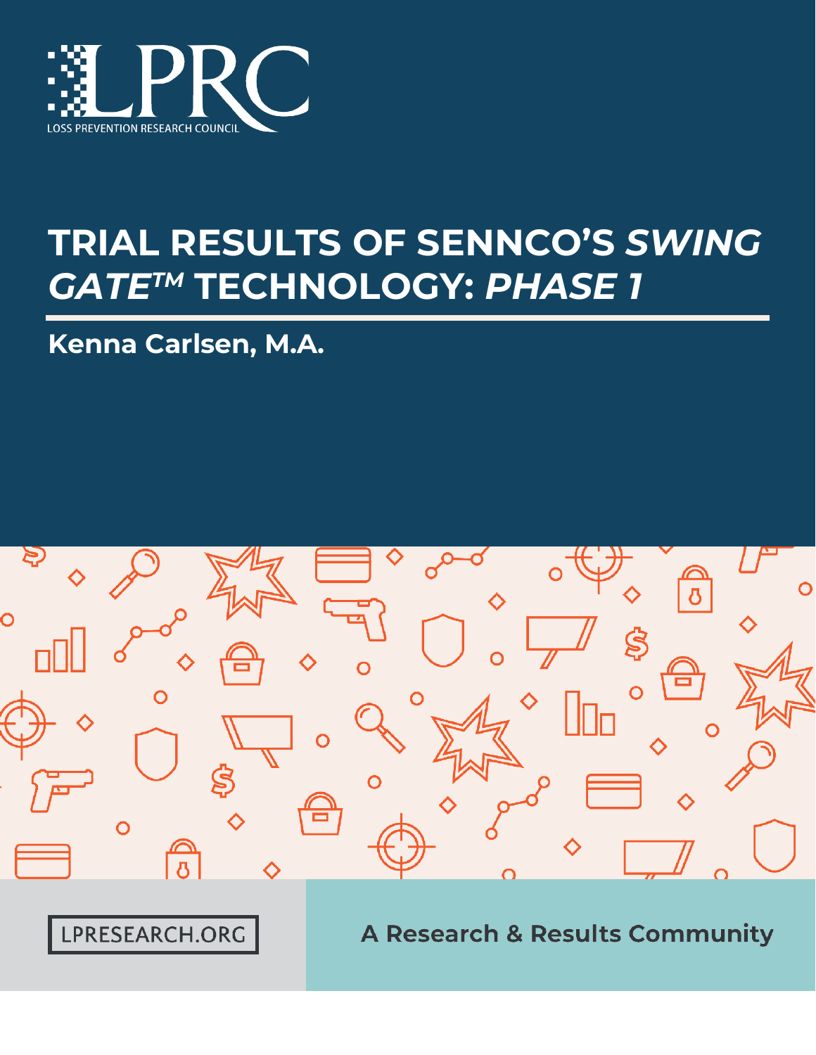LPRC

LOSS PREVENTION RESEARCH COUNCIL

# TRIAL RESULTS OF SENNCO'S *SWING GATE™* TECHNOLOGY: *PHASE 1*

## Kenna Carlsen, M.A.

LPRESEARCH.ORG

A Research & Results Community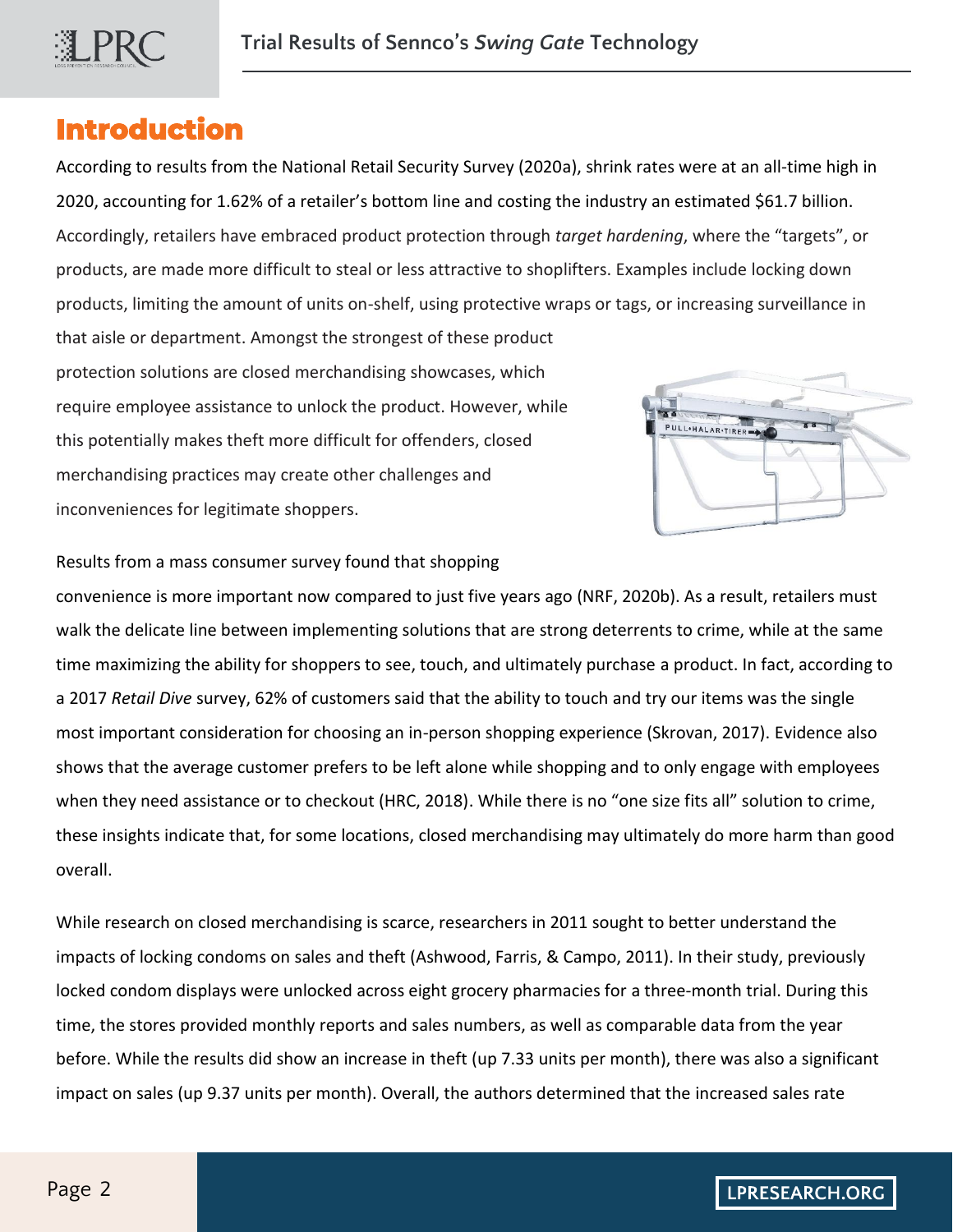## Introduction

According to results from the National Retail Security Survey (2020a), shrink rates were at an all-time high in 2020, accounting for 1.62% of a retailer's bottom line and costing the industry an estimated $61.7 billion. Accordingly, retailers have embraced product protection through *target hardening*, where the "targets", or products, are made more difficult to steal or less attractive to shoplifters. Examples include locking down products, limiting the amount of units on-shelf, using protective wraps or tags, or increasing surveillance in that aisle or department. Amongst the strongest of these product protection solutions are closed merchandising showcases, which require employee assistance to unlock the product. However, while this potentially makes theft more difficult for offenders, closed merchandising practices may create other challenges and inconveniences for legitimate shoppers.

Results from a mass consumer survey found that shopping convenience is more important now compared to just five years ago (NRF, 2020b). As a result, retailers must walk the delicate line between implementing solutions that are strong deterrents to crime, while at the same time maximizing the ability for shoppers to see, touch, and ultimately purchase a product. In fact, according to a 2017 *Retail Dive* survey, 62% of customers said that the ability to touch and try our items was the single most important consideration for choosing an in-person shopping experience (Skrovan, 2017). Evidence also shows that the average customer prefers to be left alone while shopping and to only engage with employees when they need assistance or to checkout (HRC, 2018). While there is no "one size fits all" solution to crime, these insights indicate that, for some locations, closed merchandising may ultimately do more harm than good overall.

While research on closed merchandising is scarce, researchers in 2011 sought to better understand the impacts of locking condoms on sales and theft (Ashwood, Farris, & Campo, 2011). In their study, previously locked condom displays were unlocked across eight grocery pharmacies for a three-month trial. During this time, the stores provided monthly reports and sales numbers, as well as comparable data from the year before. While the results did show an increase in theft (up 7.33 units per month), there was also a significant impact on sales (up 9.37 units per month). Overall, the authors determined that the increased sales rate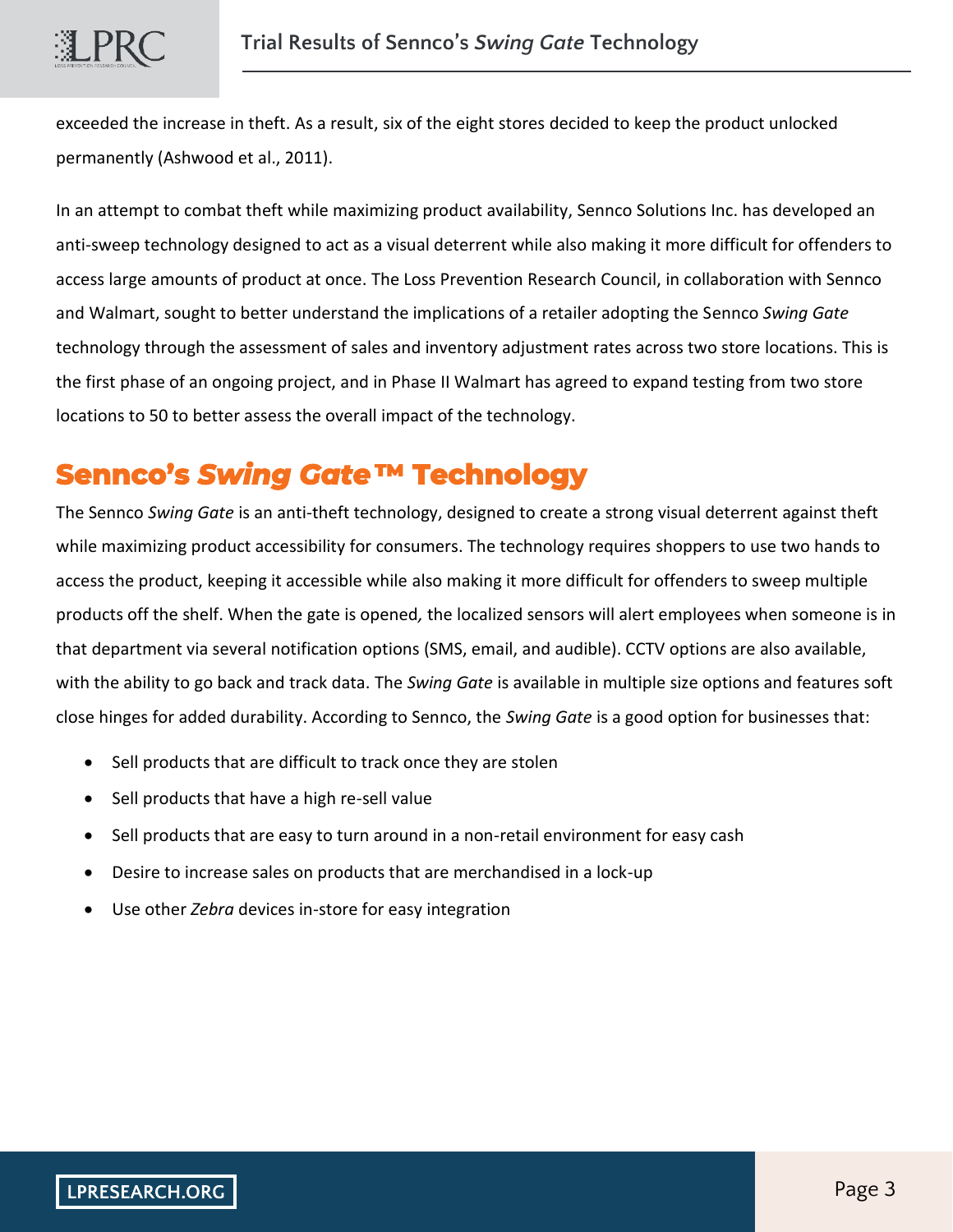exceeded the increase in theft. As a result, six of the eight stores decided to keep the product unlocked permanently (Ashwood et al., 2011).

In an attempt to combat theft while maximizing product availability, Sennco Solutions Inc. has developed an anti-sweep technology designed to act as a visual deterrent while also making it more difficult for offenders to access large amounts of product at once. The Loss Prevention Research Council, in collaboration with Sennco and Walmart, sought to better understand the implications of a retailer adopting the Sennco *Swing Gate* technology through the assessment of sales and inventory adjustment rates across two store locations. This is the first phase of an ongoing project, and in Phase II Walmart has agreed to expand testing from two store locations to 50 to better assess the overall impact of the technology.

## Sennco's *Swing Gate*™ Technology

The Sennco *Swing Gate* is an anti-theft technology, designed to create a strong visual deterrent against theft while maximizing product accessibility for consumers. The technology requires shoppers to use two hands to access the product, keeping it accessible while also making it more difficult for offenders to sweep multiple products off the shelf. When the gate is opened, the localized sensors will alert employees when someone is in that department via several notification options (SMS, email, and audible). CCTV options are also available, with the ability to go back and track data. The *Swing Gate* is available in multiple size options and features soft close hinges for added durability. According to Sennco, the *Swing Gate* is a good option for businesses that:

- Sell products that are difficult to track once they are stolen
- Sell products that have a high re-sell value
- Sell products that are easy to turn around in a non-retail environment for easy cash
- Desire to increase sales on products that are merchandised in a lock-up
- Use other *Zebra* devices in-store for easy integration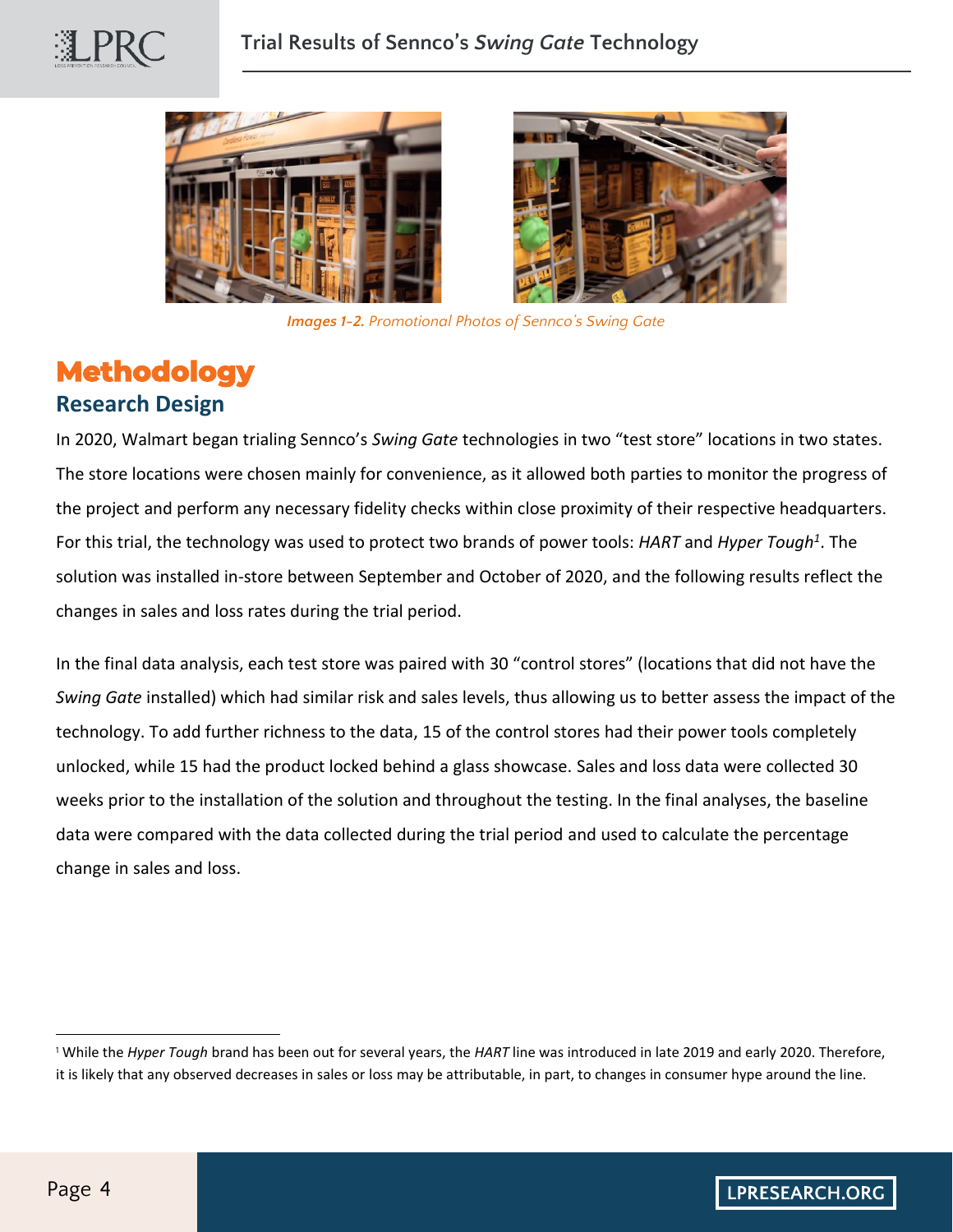*Images 1-2. Promotional Photos of Sennco's Swing Gate*

# Methodology

## Research Design

In 2020, Walmart began trialing Sennco's *Swing Gate* technologies in two "test store" locations in two states. The store locations were chosen mainly for convenience, as it allowed both parties to monitor the progress of the project and perform any necessary fidelity checks within close proximity of their respective headquarters. For this trial, the technology was used to protect two brands of power tools: *HART* and *Hyper Tough*[1]. The solution was installed in-store between September and October of 2020, and the following results reflect the changes in sales and loss rates during the trial period.

In the final data analysis, each test store was paired with 30 "control stores" (locations that did not have the *Swing Gate* installed) which had similar risk and sales levels, thus allowing us to better assess the impact of the technology. To add further richness to the data, 15 of the control stores had their power tools completely unlocked, while 15 had the product locked behind a glass showcase. Sales and loss data were collected 30 weeks prior to the installation of the solution and throughout the testing. In the final analyses, the baseline data were compared with the data collected during the trial period and used to calculate the percentage change in sales and loss.

---

[1] While the *Hyper Tough* brand has been out for several years, the *HART* line was introduced in late 2019 and early 2020. Therefore, it is likely that any observed decreases in sales or loss may be attributable, in part, to changes in consumer hype around the line.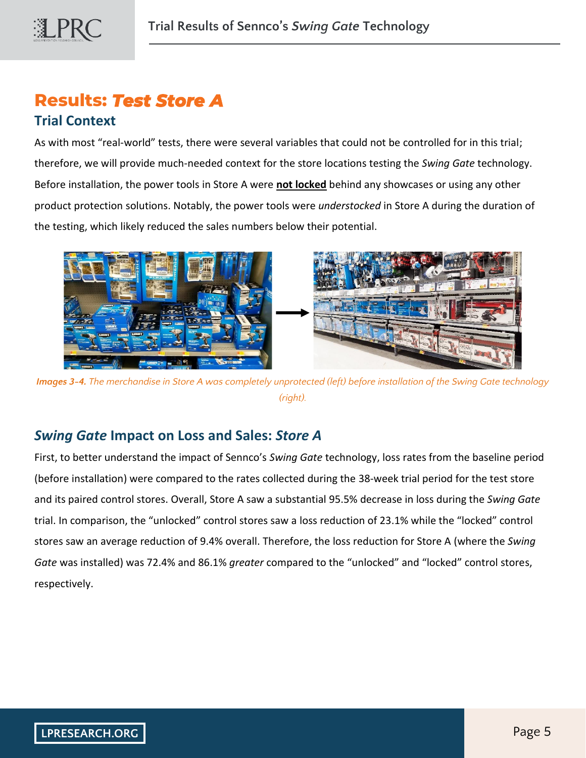## Results: *Test Store A*

### Trial Context

As with most "real-world" tests, there were several variables that could not be controlled for in this trial; therefore, we will provide much-needed context for the store locations testing the *Swing Gate* technology. Before installation, the power tools in Store A were **not locked** behind any showcases or using any other product protection solutions. Notably, the power tools were *understocked* in Store A during the duration of the testing, which likely reduced the sales numbers below their potential.

***Images 3-4.*** *The merchandise in Store A was completely unprotected (left) before installation of the Swing Gate technology (right).*

### *Swing Gate* Impact on Loss and Sales: *Store A*

First, to better understand the impact of Sennco's *Swing Gate* technology, loss rates from the baseline period (before installation) were compared to the rates collected during the 38-week trial period for the test store and its paired control stores. Overall, Store A saw a substantial 95.5% decrease in loss during the *Swing Gate* trial. In comparison, the "unlocked" control stores saw a loss reduction of 23.1% while the "locked" control stores saw an average reduction of 9.4% overall. Therefore, the loss reduction for Store A (where the *Swing Gate* was installed) was 72.4% and 86.1% *greater* compared to the "unlocked" and "locked" control stores, respectively.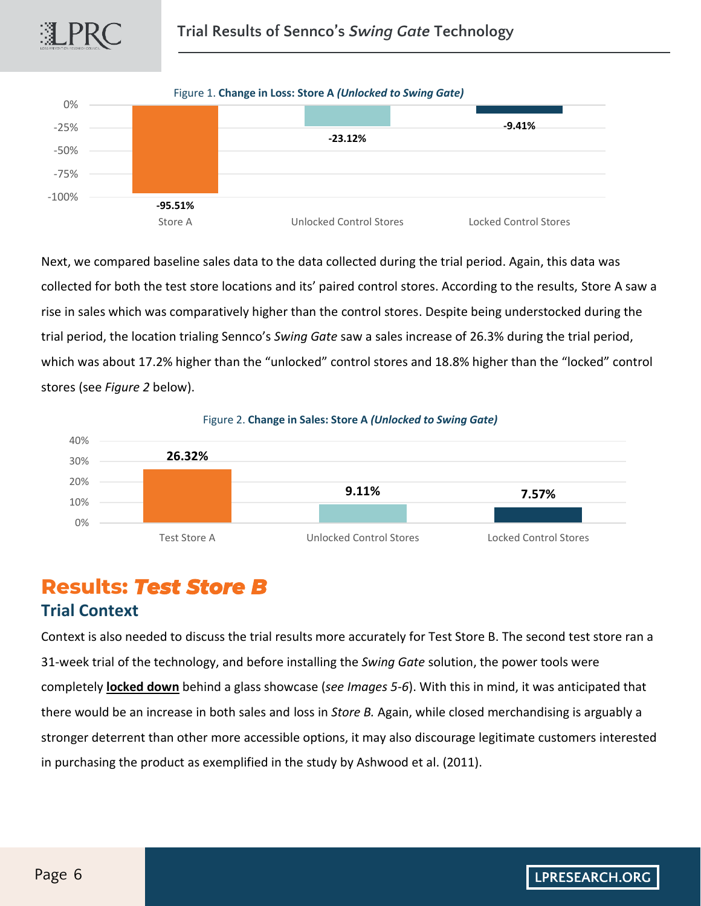Figure 1. **Change in Loss: Store A *(Unlocked to Swing Gate)***

| Store A | Unlocked Control Stores | Locked Control Stores |
|---|---|---|
| -95.51% | -23.12% | -9.41% |

Next, we compared baseline sales data to the data collected during the trial period. Again, this data was collected for both the test store locations and its' paired control stores. According to the results, Store A saw a rise in sales which was comparatively higher than the control stores. Despite being understocked during the trial period, the location trialing Sennco's *Swing Gate* saw a sales increase of 26.3% during the trial period, which was about 17.2% higher than the "unlocked" control stores and 18.8% higher than the "locked" control stores (see *Figure 2* below).

Figure 2. **Change in Sales: Store A *(Unlocked to Swing Gate)***

| Test Store A | Unlocked Control Stores | Locked Control Stores |
|---|---|---|
| 26.32% | 9.11% | 7.57% |

# Results: *Test Store B*

## Trial Context

Context is also needed to discuss the trial results more accurately for Test Store B. The second test store ran a 31-week trial of the technology, and before installing the *Swing Gate* solution, the power tools were completely **locked down** behind a glass showcase (*see Images 5-6*). With this in mind, it was anticipated that there would be an increase in both sales and loss in *Store B.* Again, while closed merchandising is arguably a stronger deterrent than other more accessible options, it may also discourage legitimate customers interested in purchasing the product as exemplified in the study by Ashwood et al. (2011).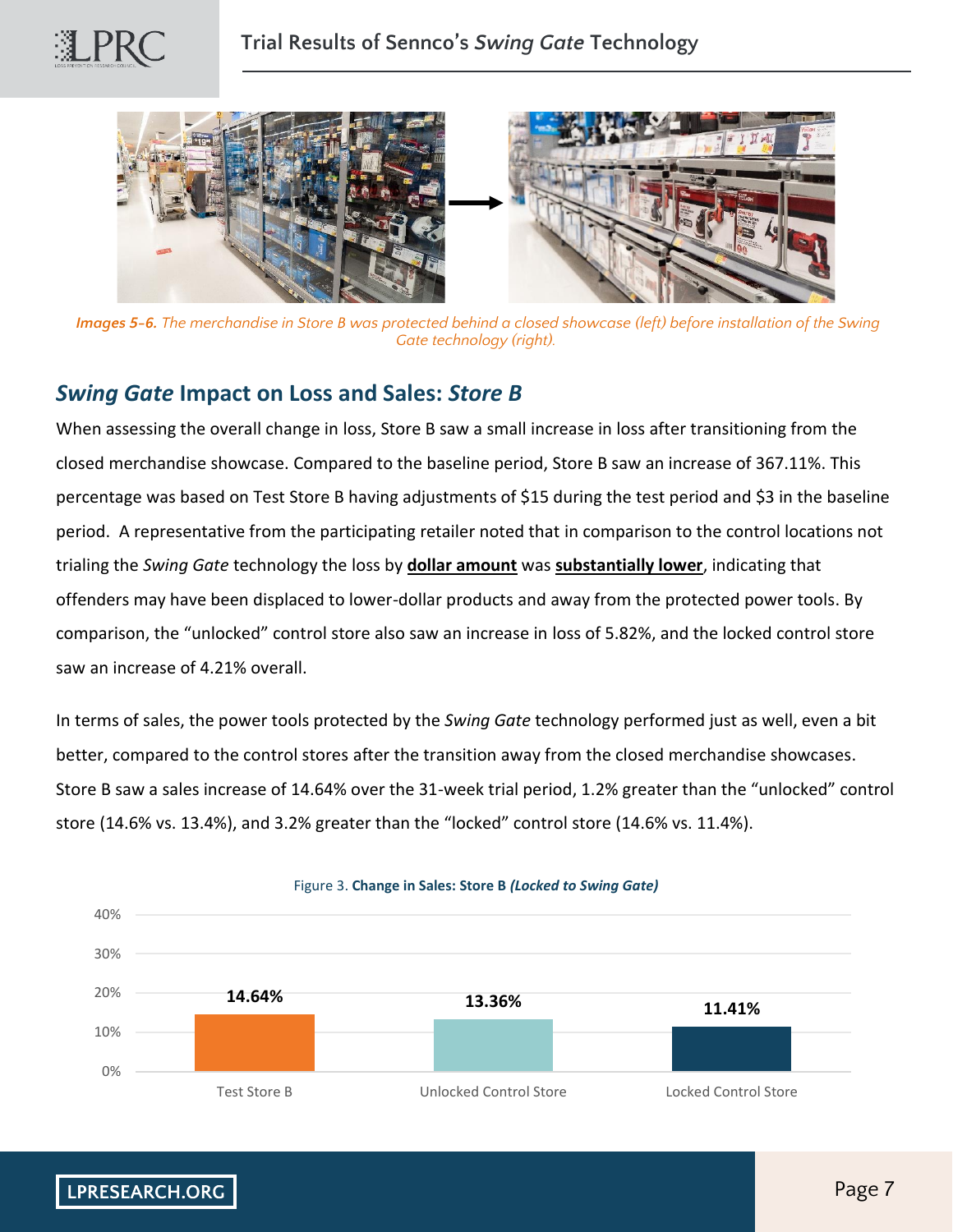*Images 5-6. The merchandise in Store B was protected behind a closed showcase (left) before installation of the Swing Gate technology (right).*

## *Swing Gate* Impact on Loss and Sales: *Store B*

When assessing the overall change in loss, Store B saw a small increase in loss after transitioning from the closed merchandise showcase. Compared to the baseline period, Store B saw an increase of 367.11%. This percentage was based on Test Store B having adjustments of $15 during the test period and $3 in the baseline period. A representative from the participating retailer noted that in comparison to the control locations not trialing the *Swing Gate* technology the loss by **dollar amount** was **substantially lower**, indicating that offenders may have been displaced to lower-dollar products and away from the protected power tools. By comparison, the "unlocked" control store also saw an increase in loss of 5.82%, and the locked control store saw an increase of 4.21% overall.

In terms of sales, the power tools protected by the *Swing Gate* technology performed just as well, even a bit better, compared to the control stores after the transition away from the closed merchandise showcases. Store B saw a sales increase of 14.64% over the 31-week trial period, 1.2% greater than the "unlocked" control store (14.6% vs. 13.4%), and 3.2% greater than the "locked" control store (14.6% vs. 11.4%).

Figure 3. **Change in Sales: Store B *(Locked to Swing Gate)***

| Store | Change in Sales |
|---|---|
| Test Store B | 14.64% |
| Unlocked Control Store | 13.36% |
| Locked Control Store | 11.41% |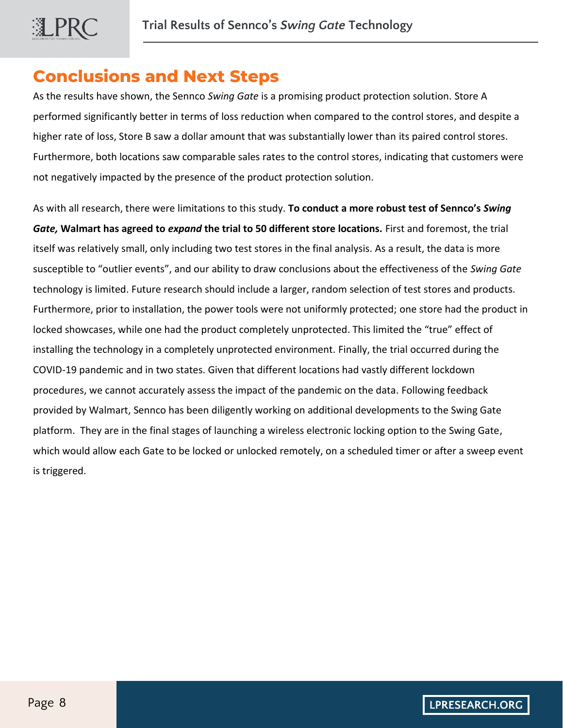## Conclusions and Next Steps

As the results have shown, the Sennco *Swing Gate* is a promising product protection solution. Store A performed significantly better in terms of loss reduction when compared to the control stores, and despite a higher rate of loss, Store B saw a dollar amount that was substantially lower than its paired control stores. Furthermore, both locations saw comparable sales rates to the control stores, indicating that customers were not negatively impacted by the presence of the product protection solution.

As with all research, there were limitations to this study. **To conduct a more robust test of Sennco's *Swing Gate,* Walmart has agreed to *expand* the trial to 50 different store locations.** First and foremost, the trial itself was relatively small, only including two test stores in the final analysis. As a result, the data is more susceptible to "outlier events", and our ability to draw conclusions about the effectiveness of the *Swing Gate* technology is limited. Future research should include a larger, random selection of test stores and products. Furthermore, prior to installation, the power tools were not uniformly protected; one store had the product in locked showcases, while one had the product completely unprotected. This limited the "true" effect of installing the technology in a completely unprotected environment. Finally, the trial occurred during the COVID-19 pandemic and in two states. Given that different locations had vastly different lockdown procedures, we cannot accurately assess the impact of the pandemic on the data. Following feedback provided by Walmart, Sennco has been diligently working on additional developments to the Swing Gate platform. They are in the final stages of launching a wireless electronic locking option to the Swing Gate, which would allow each Gate to be locked or unlocked remotely, on a scheduled timer or after a sweep event is triggered.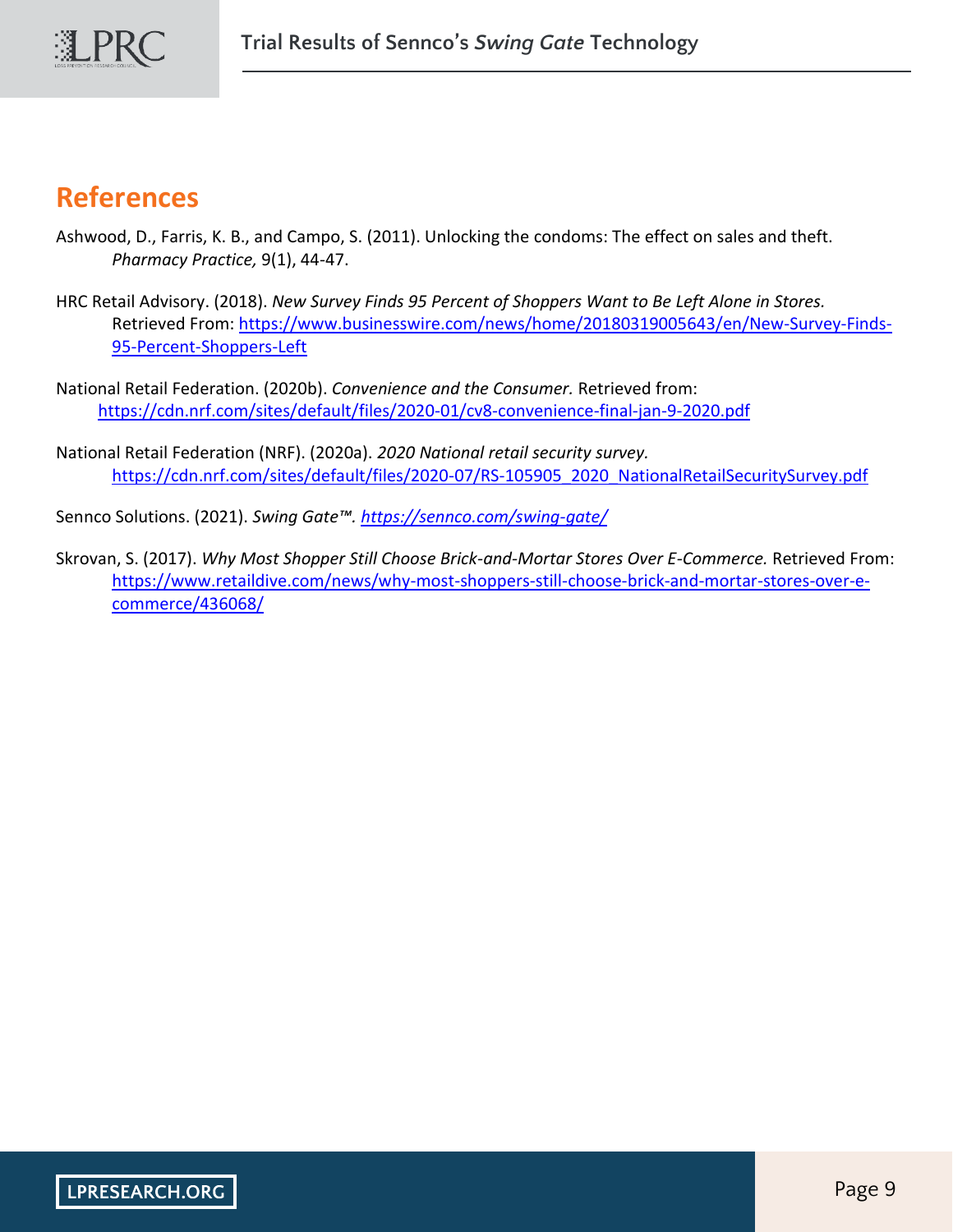## References

Ashwood, D., Farris, K. B., and Campo, S. (2011). Unlocking the condoms: The effect on sales and theft. *Pharmacy Practice,* 9(1), 44-47.

HRC Retail Advisory. (2018). *New Survey Finds 95 Percent of Shoppers Want to Be Left Alone in Stores.* Retrieved From: https://www.businesswire.com/news/home/20180319005643/en/New-Survey-Finds-95-Percent-Shoppers-Left

National Retail Federation. (2020b). *Convenience and the Consumer.* Retrieved from: https://cdn.nrf.com/sites/default/files/2020-01/cv8-convenience-final-jan-9-2020.pdf

National Retail Federation (NRF). (2020a). *2020 National retail security survey.* https://cdn.nrf.com/sites/default/files/2020-07/RS-105905_2020_NationalRetailSecuritySurvey.pdf

Sennco Solutions. (2021). *Swing Gate™. https://sennco.com/swing-gate/*

Skrovan, S. (2017). *Why Most Shopper Still Choose Brick-and-Mortar Stores Over E-Commerce.* Retrieved From: https://www.retaildive.com/news/why-most-shoppers-still-choose-brick-and-mortar-stores-over-e-commerce/436068/